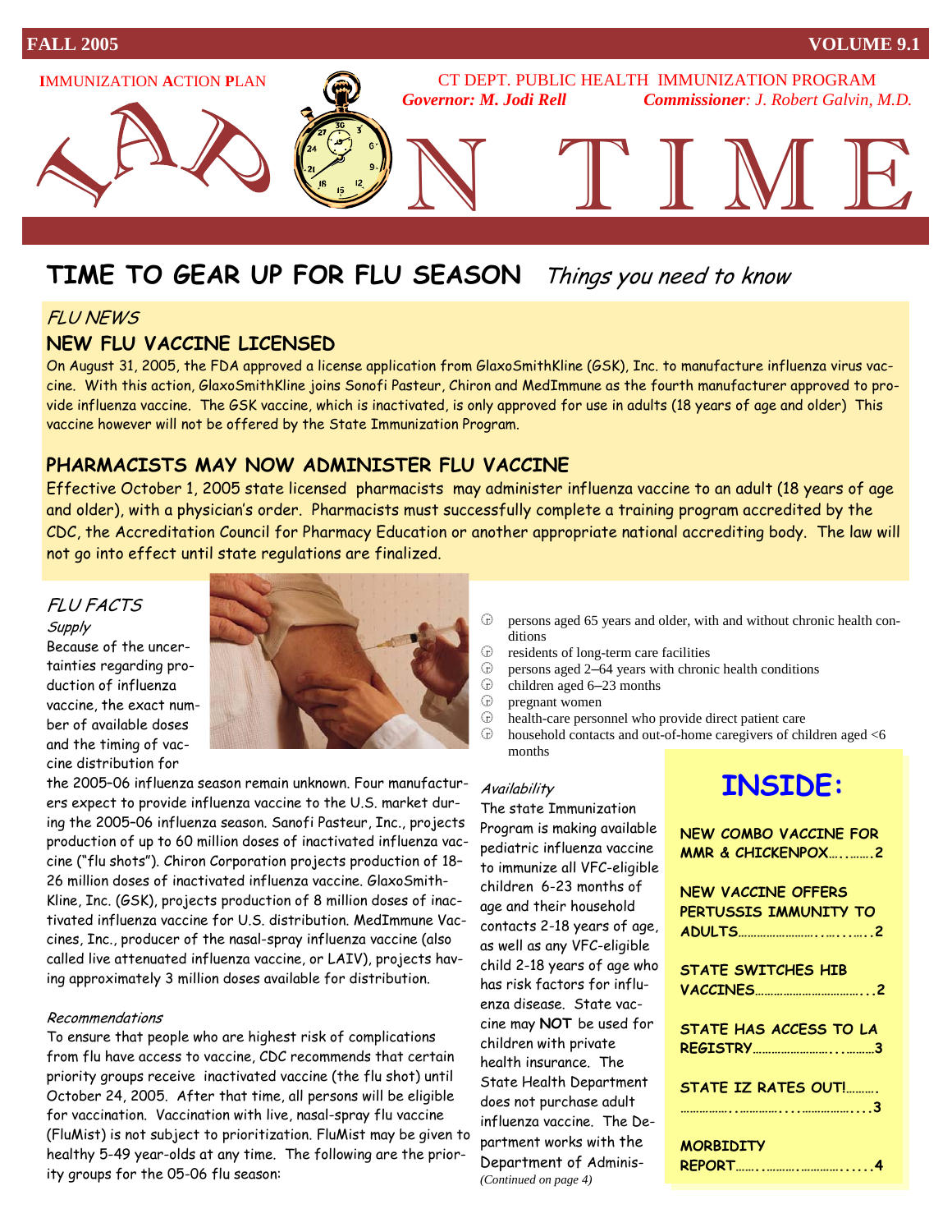FALL 2005 VOLUME 9.1

**I**MMUNIZATION **A**CTION **P**LAN

CT DEPT. PUBLIC HEALTH IMMUNIZATION PROGRAM

*Governor: M. Jodi Rell* *Commissioner: J. Robert Galvin, M.D.*

# IAP ON TIME

## TIME TO GEAR UP FOR FLU SEASON *Things you need to know*

*FLU NEWS*

### NEW FLU VACCINE LICENSED

On August 31, 2005, the FDA approved a license application from GlaxoSmithKline (GSK), Inc. to manufacture influenza virus vaccine. With this action, GlaxoSmithKline joins Sonofi Pasteur, Chiron and MedImmune as the fourth manufacturer approved to provide influenza vaccine. The GSK vaccine, which is inactivated, is only approved for use in adults (18 years of age and older) This vaccine however will not be offered by the State Immunization Program.

### PHARMACISTS MAY NOW ADMINISTER FLU VACCINE

Effective October 1, 2005 state licensed pharmacists may administer influenza vaccine to an adult (18 years of age and older), with a physician's order. Pharmacists must successfully complete a training program accredited by the CDC, the Accreditation Council for Pharmacy Education or another appropriate national accrediting body. The law will not go into effect until state regulations are finalized.

*FLU FACTS*

*Supply*

Because of the uncertainties regarding production of influenza vaccine, the exact number of available doses and the timing of vaccine distribution for the 2005–06 influenza season remain unknown. Four manufacturers expect to provide influenza vaccine to the U.S. market during the 2005–06 influenza season. Sanofi Pasteur, Inc., projects production of up to 60 million doses of inactivated influenza vaccine ("flu shots"). Chiron Corporation projects production of 18–26 million doses of inactivated influenza vaccine. GlaxoSmithKline, Inc. (GSK), projects production of 8 million doses of inactivated influenza vaccine for U.S. distribution. MedImmune Vaccines, Inc., producer of the nasal-spray influenza vaccine (also called live attenuated influenza vaccine, or LAIV), projects having approximately 3 million doses available for distribution.

*Recommendations*

To ensure that people who are highest risk of complications from flu have access to vaccine, CDC recommends that certain priority groups receive inactivated vaccine (the flu shot) until October 24, 2005. After that time, all persons will be eligible for vaccination. Vaccination with live, nasal-spray flu vaccine (FluMist) is not subject to prioritization. FluMist may be given to healthy 5-49 year-olds at any time. The following are the priority groups for the 05-06 flu season:

- persons aged 65 years and older, with and without chronic health conditions
- residents of long-term care facilities
- persons aged 2–64 years with chronic health conditions
- children aged 6–23 months
- pregnant women
- health-care personnel who provide direct patient care
- household contacts and out-of-home caregivers of children aged <6 months

*Availability*

The state Immunization Program is making available pediatric influenza vaccine to immunize all VFC-eligible children 6-23 months of age and their household contacts 2-18 years of age, as well as any VFC-eligible child 2-18 years of age who has risk factors for influenza disease. State vaccine may **NOT** be used for children with private health insurance. The State Health Department does not purchase adult influenza vaccine. The Department works with the Department of Adminis-

*(Continued on page 4)*

## INSIDE:

- NEW COMBO VACCINE FOR MMR & CHICKENPOX........2
- NEW VACCINE OFFERS PERTUSSIS IMMUNITY TO ADULTS........2
- STATE SWITCHES HIB VACCINES........2
- STATE HAS ACCESS TO LA REGISTRY........3
- STATE IZ RATES OUT!........3
- MORBIDITY REPORT........4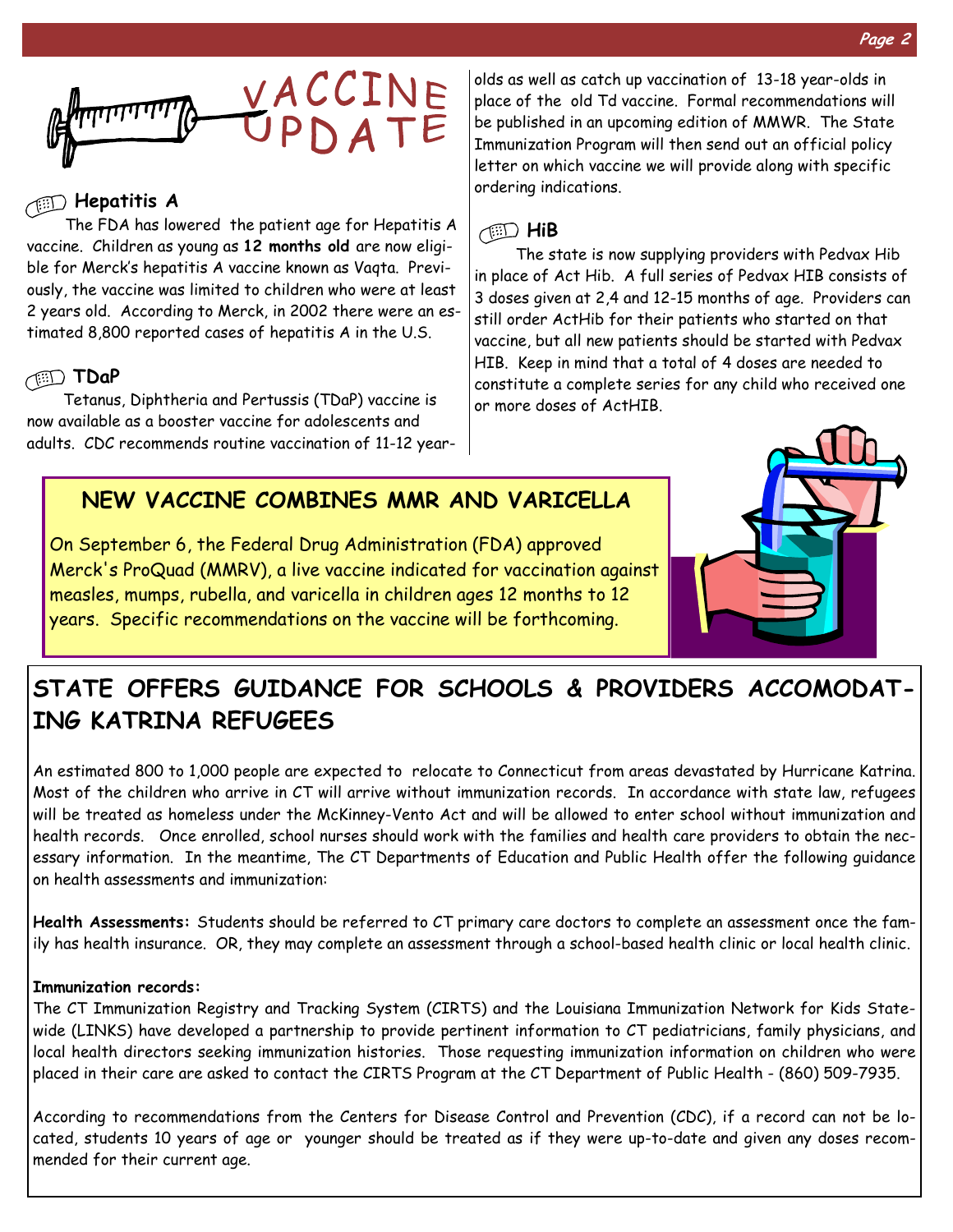# VACCINE UPDATE

### Hepatitis A

The FDA has lowered the patient age for Hepatitis A vaccine. Children as young as **12 months old** are now eligible for Merck's hepatitis A vaccine known as Vaqta. Previously, the vaccine was limited to children who were at least 2 years old. According to Merck, in 2002 there were an estimated 8,800 reported cases of hepatitis A in the U.S.

### TDaP

Tetanus, Diphtheria and Pertussis (TDaP) vaccine is now available as a booster vaccine for adolescents and adults. CDC recommends routine vaccination of 11-12 year-olds as well as catch up vaccination of 13-18 year-olds in place of the old Td vaccine. Formal recommendations will be published in an upcoming edition of MMWR. The State Immunization Program will then send out an official policy letter on which vaccine we will provide along with specific ordering indications.

### HiB

The state is now supplying providers with Pedvax Hib in place of Act Hib. A full series of Pedvax HIB consists of 3 doses given at 2,4 and 12-15 months of age. Providers can still order ActHib for their patients who started on that vaccine, but all new patients should be started with Pedvax HIB. Keep in mind that a total of 4 doses are needed to constitute a complete series for any child who received one or more doses of ActHIB.

## NEW VACCINE COMBINES MMR AND VARICELLA

On September 6, the Federal Drug Administration (FDA) approved Merck's ProQuad (MMRV), a live vaccine indicated for vaccination against measles, mumps, rubella, and varicella in children ages 12 months to 12 years. Specific recommendations on the vaccine will be forthcoming.

## STATE OFFERS GUIDANCE FOR SCHOOLS & PROVIDERS ACCOMODATING KATRINA REFUGEES

An estimated 800 to 1,000 people are expected to relocate to Connecticut from areas devastated by Hurricane Katrina. Most of the children who arrive in CT will arrive without immunization records. In accordance with state law, refugees will be treated as homeless under the McKinney-Vento Act and will be allowed to enter school without immunization and health records. Once enrolled, school nurses should work with the families and health care providers to obtain the necessary information. In the meantime, The CT Departments of Education and Public Health offer the following guidance on health assessments and immunization:

**Health Assessments:** Students should be referred to CT primary care doctors to complete an assessment once the family has health insurance. OR, they may complete an assessment through a school-based health clinic or local health clinic.

**Immunization records:**
The CT Immunization Registry and Tracking System (CIRTS) and the Louisiana Immunization Network for Kids Statewide (LINKS) have developed a partnership to provide pertinent information to CT pediatricians, family physicians, and local health directors seeking immunization histories. Those requesting immunization information on children who were placed in their care are asked to contact the CIRTS Program at the CT Department of Public Health - (860) 509-7935.

According to recommendations from the Centers for Disease Control and Prevention (CDC), if a record can not be located, students 10 years of age or younger should be treated as if they were up-to-date and given any doses recommended for their current age.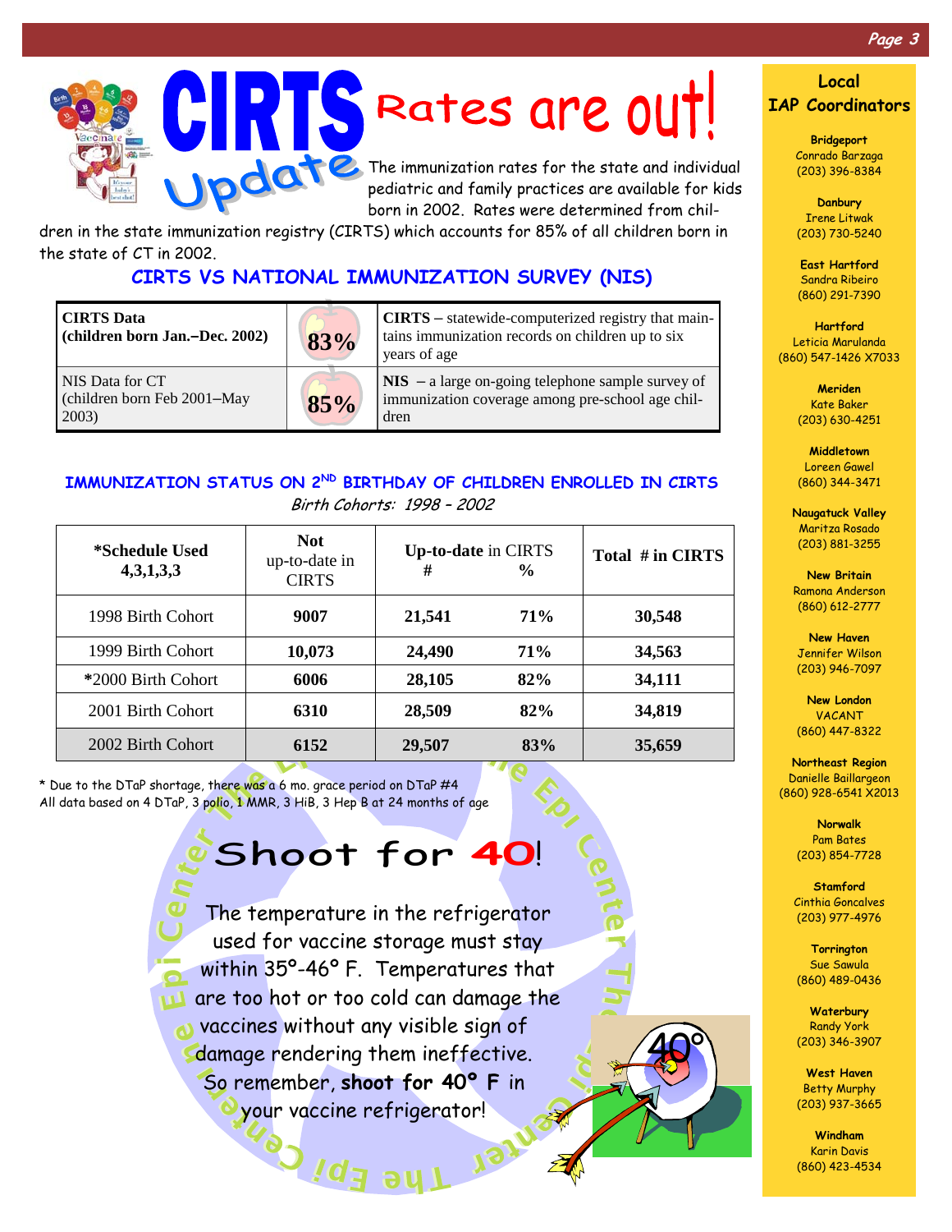# CIRTS Update Rates are out!

The immunization rates for the state and individual pediatric and family practices are available for kids born in 2002. Rates were determined from children in the state immunization registry (CIRTS) which accounts for 85% of all children born in the state of CT in 2002.

### CIRTS VS NATIONAL IMMUNIZATION SURVEY (NIS)

| | | |
|---|---|---|
| **CIRTS Data (children born Jan.–Dec. 2002)** | 83% | **CIRTS** – statewide-computerized registry that maintains immunization records on children up to six years of age |
| NIS Data for CT (children born Feb 2001–May 2003) | 85% | **NIS** – a large on-going telephone sample survey of immunization coverage among pre-school age children |

### IMMUNIZATION STATUS ON 2ND BIRTHDAY OF CHILDREN ENROLLED IN CIRTS

*Birth Cohorts: 1998 – 2002*

| *Schedule Used 4,3,1,3,3 | Not up-to-date in CIRTS | Up-to-date in CIRTS # | % | Total # in CIRTS |
|---|---|---|---|---|
| 1998 Birth Cohort | 9007 | 21,541 | 71% | 30,548 |
| 1999 Birth Cohort | 10,073 | 24,490 | 71% | 34,563 |
| *2000 Birth Cohort | 6006 | 28,105 | 82% | 34,111 |
| 2001 Birth Cohort | 6310 | 28,509 | 82% | 34,819 |
| 2002 Birth Cohort | 6152 | 29,507 | 83% | 35,659 |

\* Due to the DTaP shortage, there was a 6 mo. grace period on DTaP #4
All data based on 4 DTaP, 3 polio, 1 MMR, 3 HiB, 3 Hep B at 24 months of age

## Shoot for 40!

The temperature in the refrigerator used for vaccine storage must stay within 35°-46° F. Temperatures that are too hot or too cold can damage the vaccines without any visible sign of damage rendering them ineffective. So remember, **shoot for 40° F** in your vaccine refrigerator!

40°

## Local IAP Coordinators

**Bridgeport**
Conrado Barzaga
(203) 396-8384

**Danbury**
Irene Litwak
(203) 730-5240

**East Hartford**
Sandra Ribeiro
(860) 291-7390

**Hartford**
Leticia Marulanda
(860) 547-1426 X7033

**Meriden**
Kate Baker
(203) 630-4251

**Middletown**
Loreen Gawel
(860) 344-3471

**Naugatuck Valley**
Maritza Rosado
(203) 881-3255

**New Britain**
Ramona Anderson
(860) 612-2777

**New Haven**
Jennifer Wilson
(203) 946-7097

**New London**
VACANT
(860) 447-8322

**Northeast Region**
Danielle Baillargeon
(860) 928-6541 X2013

**Norwalk**
Pam Bates
(203) 854-7728

**Stamford**
Cinthia Goncalves
(203) 977-4976

**Torrington**
Sue Sawula
(860) 489-0436

**Waterbury**
Randy York
(203) 346-3907

**West Haven**
Betty Murphy
(203) 937-3665

**Windham**
Karin Davis
(860) 423-4534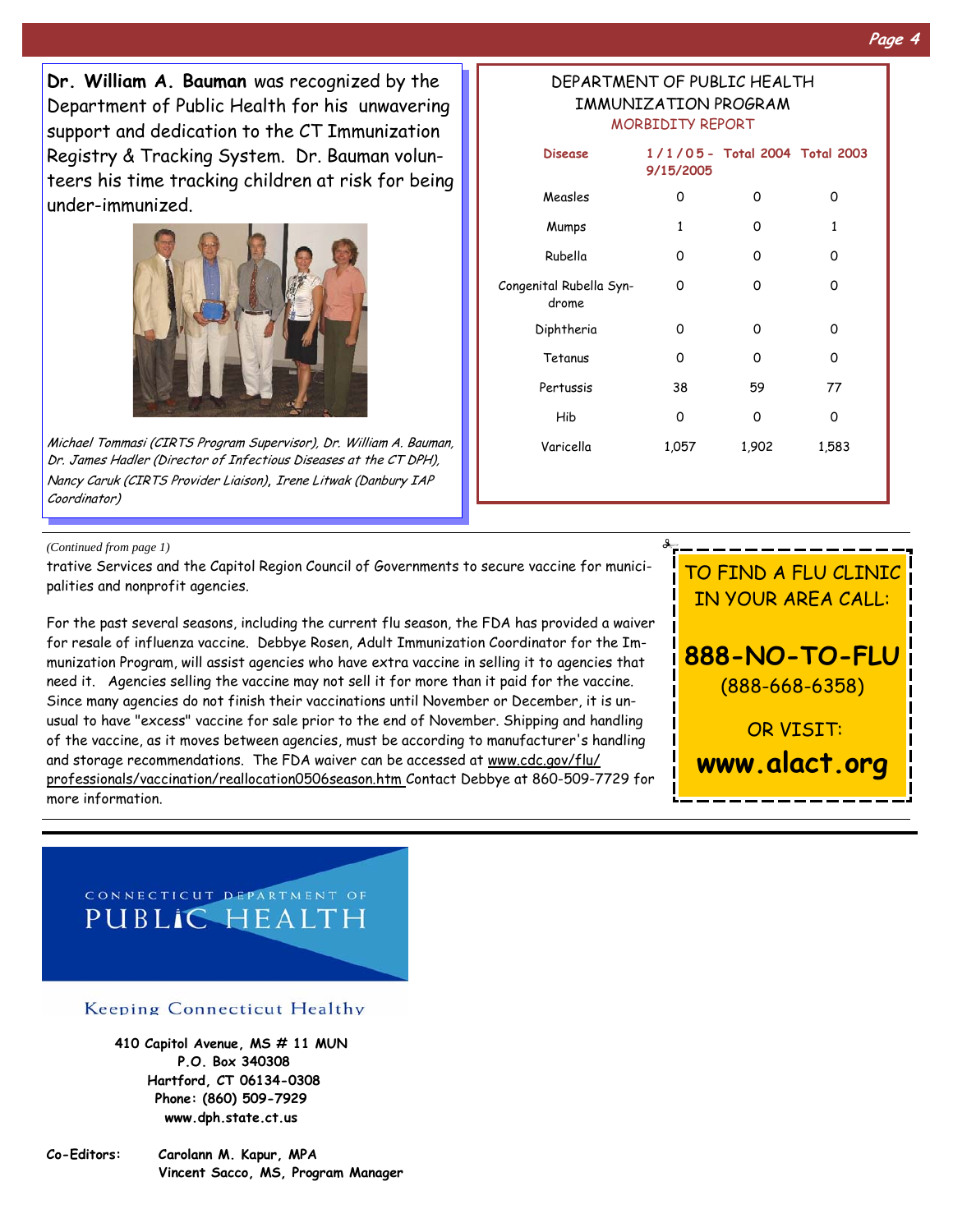**Dr. William A. Bauman** was recognized by the Department of Public Health for his unwavering support and dedication to the CT Immunization Registry & Tracking System. Dr. Bauman volunteers his time tracking children at risk for being under-immunized.

*Michael Tommasi (CIRTS Program Supervisor), Dr. William A. Bauman, Dr. James Hadler (Director of Infectious Diseases at the CT DPH), Nancy Caruk (CIRTS Provider Liaison), Irene Litwak (Danbury IAP Coordinator)*

## DEPARTMENT OF PUBLIC HEALTH IMMUNIZATION PROGRAM

### MORBIDITY REPORT

| Disease | 1/1/05 - 9/15/2005 | Total 2004 | Total 2003 |
|---|---|---|---|
| Measles | 0 | 0 | 0 |
| Mumps | 1 | 0 | 1 |
| Rubella | 0 | 0 | 0 |
| Congenital Rubella Syndrome | 0 | 0 | 0 |
| Diphtheria | 0 | 0 | 0 |
| Tetanus | 0 | 0 | 0 |
| Pertussis | 38 | 59 | 77 |
| Hib | 0 | 0 | 0 |
| Varicella | 1,057 | 1,902 | 1,583 |

*(Continued from page 1)*

trative Services and the Capitol Region Council of Governments to secure vaccine for municipalities and nonprofit agencies.

For the past several seasons, including the current flu season, the FDA has provided a waiver for resale of influenza vaccine. Debbye Rosen, Adult Immunization Coordinator for the Immunization Program, will assist agencies who have extra vaccine in selling it to agencies that need it. Agencies selling the vaccine may not sell it for more than it paid for the vaccine. Since many agencies do not finish their vaccinations until November or December, it is unusual to have "excess" vaccine for sale prior to the end of November. Shipping and handling of the vaccine, as it moves between agencies, must be according to manufacturer's handling and storage recommendations. The FDA waiver can be accessed at www.cdc.gov/flu/professionals/vaccination/reallocation0506season.htm Contact Debbye at 860-509-7729 for more information.

TO FIND A FLU CLINIC IN YOUR AREA CALL:

**888-NO-TO-FLU**

(888-668-6358)

OR VISIT:

**www.alact.org**

CONNECTICUT DEPARTMENT OF PUBLIC HEALTH

Keeping Connecticut Healthy

**410 Capitol Avenue, MS # 11 MUN**
**P.O. Box 340308**
**Hartford, CT 06134-0308**
**Phone: (860) 509-7929**
**www.dph.state.ct.us**

**Co-Editors:** **Carolann M. Kapur, MPA**
**Vincent Sacco, MS, Program Manager**